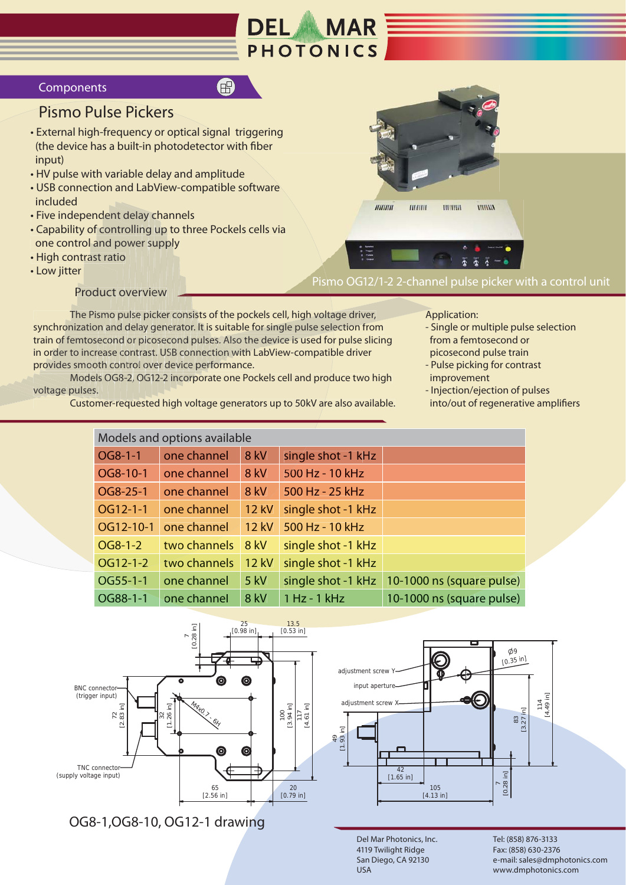Components

# Pismo Pulse Pickers

- External high-frequency or optical signal triggering (the device has a built-in photodetector with fiber input)
- HV pulse with variable delay and amplitude
- USB connection and LabView-compatible software included
- Five independent delay channels
- Capability of controlling up to three Pockels cells via one control and power supply
- High contrast ratio
- Low jitter

Pismo OG12/1-2 2-channel pulse picker with a control unit

## Product overview

The Pismo pulse picker consists of the pockels cell, high voltage driver, synchronization and delay generator. It is suitable for single pulse selection from train of femtosecond or picosecond pulses. Also the device is used for pulse slicing in order to increase contrast. USB connection with LabView-compatible driver provides smooth control over device performance.

Models OG8-2, OG12-2 incorporate one Pockels cell and produce two high voltage pulses.

Customer-requested high voltage generators up to 50kV are also available.

Application:

- Single or multiple pulse selection from a femtosecond or picosecond pulse train
- Pulse picking for contrast improvement
- Injection/ejection of pulses into/out of regenerative amplifiers

## Models and options available

| Model | Channels | Voltage | Repetition rate | Pulse |
|---|---|---|---|---|
| OG8-1-1 | one channel | 8 kV | single shot -1 kHz | |
| OG8-10-1 | one channel | 8 kV | 500 Hz - 10 kHz | |
| OG8-25-1 | one channel | 8 kV | 500 Hz - 25 kHz | |
| OG12-1-1 | one channel | 12 kV | single shot -1 kHz | |
| OG12-10-1 | one channel | 12 kV | 500 Hz - 10 kHz | |
| OG8-1-2 | two channels | 8 kV | single shot -1 kHz | |
| OG12-1-2 | two channels | 12 kV | single shot -1 kHz | |
| OG55-1-1 | one channel | 5 kV | single shot -1 kHz | 10-1000 ns (square pulse) |
| OG88-1-1 | one channel | 8 kV | 1 Hz - 1 kHz | 10-1000 ns (square pulse) |

BNC connector (trigger input); TNC connector (supply voltage input); M4x0.7 - 6H; adjustment screw Y; input aperture; adjustment screw X; Ø9 [0.35 in]

Dimensions: 7 [0.28 in], 25 [0.98 in], 13.5 [0.53 in], 72 [2.83 in], 32 [1.26 in], 100 [3.94 in], 117 [4.61 in], 65 [2.56 in], 20 [0.79 in], 49 [1.93 in], 42 [1.65 in], 105 [4.13 in], 83 [3.27 in], 114 [4.49 in], 7 [0.28 in]

OG8-1,OG8-10, OG12-1 drawing

Del Mar Photonics, Inc.
4119 Twilight Ridge
San Diego, CA 92130
USA

Tel: (858) 876-3133
Fax: (858) 630-2376
e-mail: sales@dmphotonics.com
www.dmphotonics.com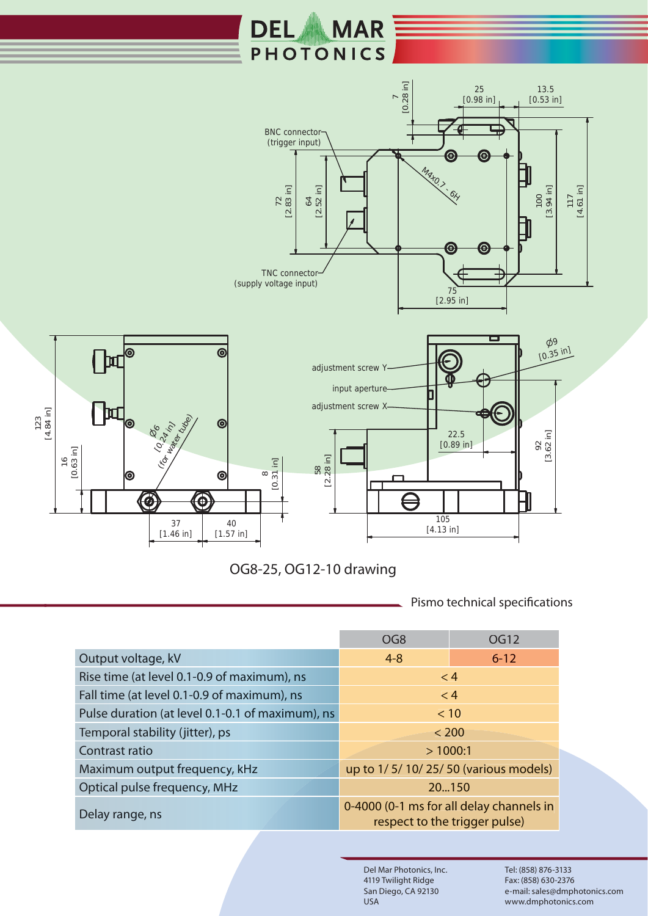BNC connector (trigger input)

TNC connector (supply voltage input)

M4x0.7 - 6H

7 [0.28 in]

25 [0.98 in]

13.5 [0.53 in]

72 [2.83 in]

64 [2.52 in]

100 [3.94 in]

117 [4.61 in]

75 [2.95 in]

123 [4.84 in]

16 [0.63 in]

Ø6 [0.24 in] (for water tube)

8 [0.31 in]

37 [1.46 in]

40 [1.57 in]

adjustment screw Y

input aperture

adjustment screw X

Ø9 [0.35 in]

22.5 [0.89 in]

58 [2.28 in]

92 [3.62 in]

105 [4.13 in]

OG8-25, OG12-10 drawing

## Pismo technical specifications

| | OG8 | OG12 |
|---|---|---|
| Output voltage, kV | 4-8 | 6-12 |
| Rise time (at level 0.1-0.9 of maximum), ns | < 4 | |
| Fall time (at level 0.1-0.9 of maximum), ns | < 4 | |
| Pulse duration (at level 0.1-0.1 of maximum), ns | < 10 | |
| Temporal stability (jitter), ps | < 200 | |
| Contrast ratio | > 1000:1 | |
| Maximum output frequency, kHz | up to 1/ 5/ 10/ 25/ 50 (various models) | |
| Optical pulse frequency, MHz | 20...150 | |
| Delay range, ns | 0-4000 (0-1 ms for all delay channels in respect to the trigger pulse) | |

Del Mar Photonics, Inc.
4119 Twilight Ridge
San Diego, CA 92130
USA

Tel: (858) 876-3133
Fax: (858) 630-2376
e-mail: sales@dmphotonics.com
www.dmphotonics.com